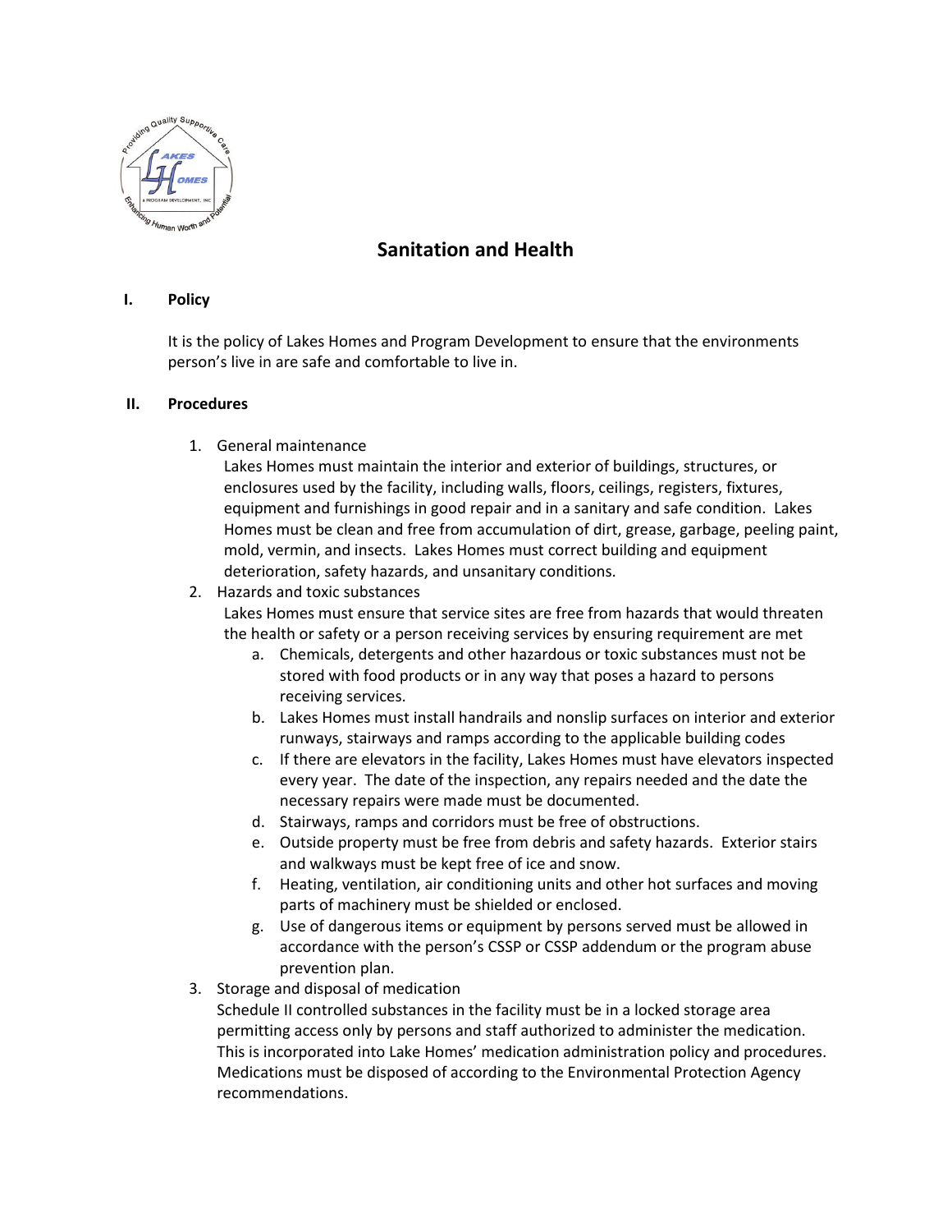# Sanitation and Health

## I. Policy

It is the policy of Lakes Homes and Program Development to ensure that the environments person's live in are safe and comfortable to live in.

## II. Procedures

1. General maintenance
   Lakes Homes must maintain the interior and exterior of buildings, structures, or enclosures used by the facility, including walls, floors, ceilings, registers, fixtures, equipment and furnishings in good repair and in a sanitary and safe condition. Lakes Homes must be clean and free from accumulation of dirt, grease, garbage, peeling paint, mold, vermin, and insects. Lakes Homes must correct building and equipment deterioration, safety hazards, and unsanitary conditions.
2. Hazards and toxic substances
   Lakes Homes must ensure that service sites are free from hazards that would threaten the health or safety or a person receiving services by ensuring requirement are met
   a. Chemicals, detergents and other hazardous or toxic substances must not be stored with food products or in any way that poses a hazard to persons receiving services.
   b. Lakes Homes must install handrails and nonslip surfaces on interior and exterior runways, stairways and ramps according to the applicable building codes
   c. If there are elevators in the facility, Lakes Homes must have elevators inspected every year. The date of the inspection, any repairs needed and the date the necessary repairs were made must be documented.
   d. Stairways, ramps and corridors must be free of obstructions.
   e. Outside property must be free from debris and safety hazards. Exterior stairs and walkways must be kept free of ice and snow.
   f. Heating, ventilation, air conditioning units and other hot surfaces and moving parts of machinery must be shielded or enclosed.
   g. Use of dangerous items or equipment by persons served must be allowed in accordance with the person's CSSP or CSSP addendum or the program abuse prevention plan.
3. Storage and disposal of medication
   Schedule II controlled substances in the facility must be in a locked storage area permitting access only by persons and staff authorized to administer the medication. This is incorporated into Lake Homes' medication administration policy and procedures. Medications must be disposed of according to the Environmental Protection Agency recommendations.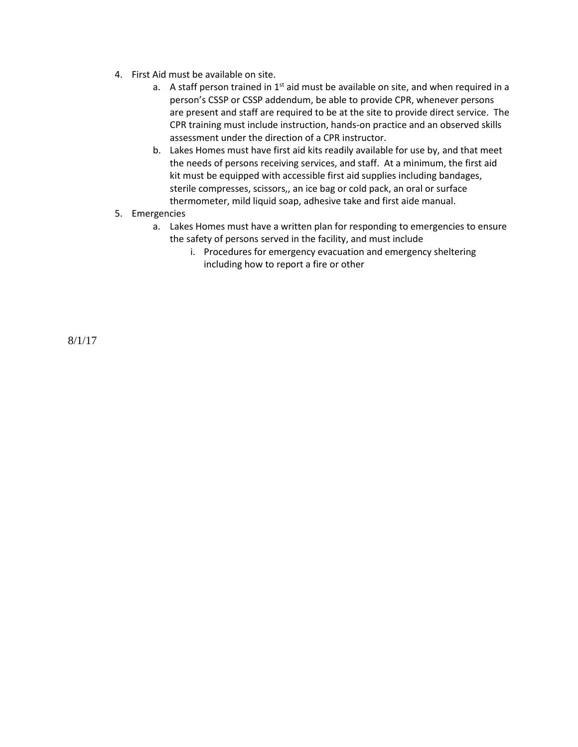4. First Aid must be available on site.
    a. A staff person trained in 1st aid must be available on site, and when required in a person's CSSP or CSSP addendum, be able to provide CPR, whenever persons are present and staff are required to be at the site to provide direct service. The CPR training must include instruction, hands-on practice and an observed skills assessment under the direction of a CPR instructor.
    b. Lakes Homes must have first aid kits readily available for use by, and that meet the needs of persons receiving services, and staff. At a minimum, the first aid kit must be equipped with accessible first aid supplies including bandages, sterile compresses, scissors,, an ice bag or cold pack, an oral or surface thermometer, mild liquid soap, adhesive take and first aide manual.
5. Emergencies
    a. Lakes Homes must have a written plan for responding to emergencies to ensure the safety of persons served in the facility, and must include
        i. Procedures for emergency evacuation and emergency sheltering including how to report a fire or other

8/1/17